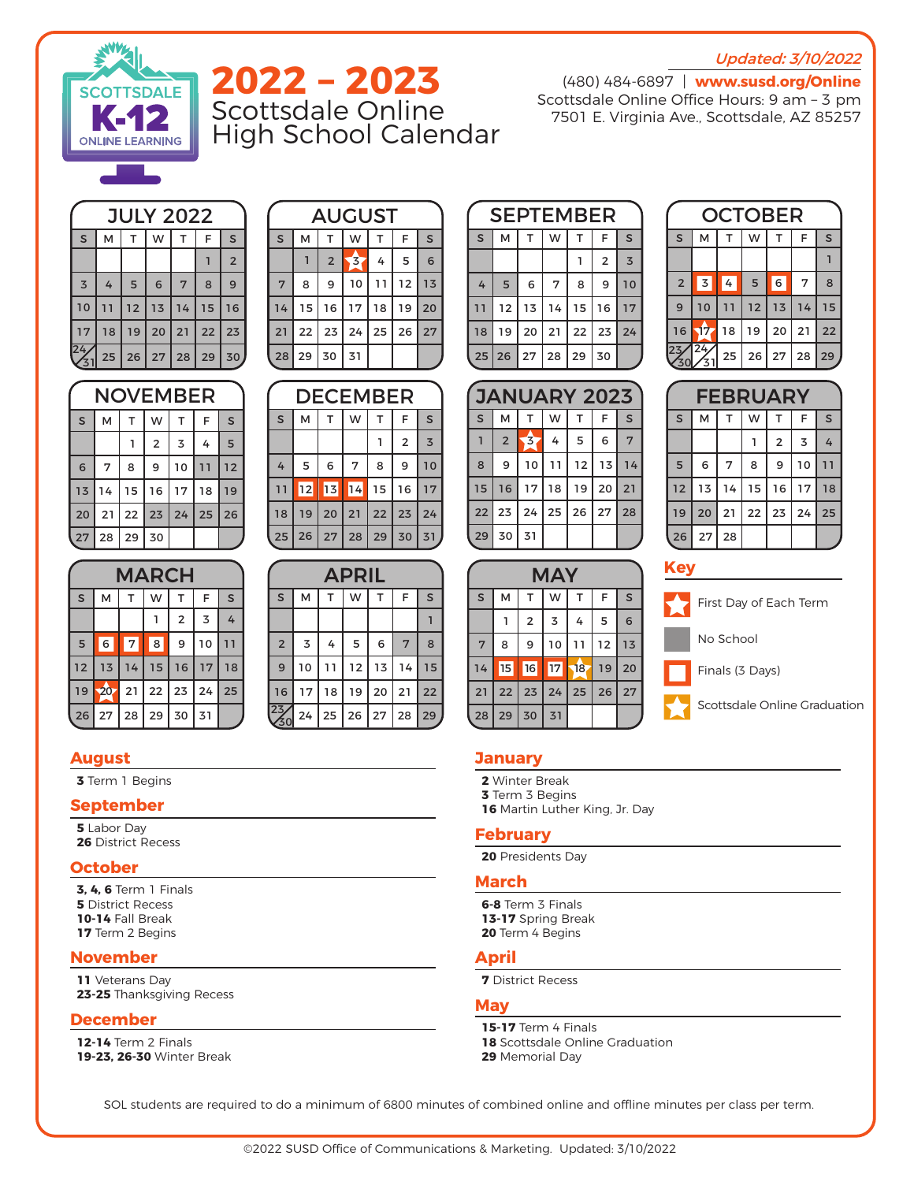Updated: 3/10/2022

SCOTTSDALE K-12 ONLINE LEARNING

# 2022 – 2023 Scottsdale Online High School Calendar

(480) 484-6897 | **www.susd.org/Online**
Scottsdale Online Office Hours: 9 am – 3 pm
7501 E. Virginia Ave., Scottsdale, AZ 85257

### JULY 2022

| S | M | T | W | T | F | S |
|---|---|---|---|---|---|---|
| | | | | | 1 | 2 |
| 3 | 4 | 5 | 6 | 7 | 8 | 9 |
| 10 | 11 | 12 | 13 | 14 | 15 | 16 |
| 17 | 18 | 19 | 20 | 21 | 22 | 23 |
| 24/31 | 25 | 26 | 27 | 28 | 29 | 30 |

### AUGUST

| S | M | T | W | T | F | S |
|---|---|---|---|---|---|---|
| | 1 | 2 | 3 | 4 | 5 | 6 |
| 7 | 8 | 9 | 10 | 11 | 12 | 13 |
| 14 | 15 | 16 | 17 | 18 | 19 | 20 |
| 21 | 22 | 23 | 24 | 25 | 26 | 27 |
| 28 | 29 | 30 | 31 | | | |

### SEPTEMBER

| S | M | T | W | T | F | S |
|---|---|---|---|---|---|---|
| | | | | 1 | 2 | 3 |
| 4 | 5 | 6 | 7 | 8 | 9 | 10 |
| 11 | 12 | 13 | 14 | 15 | 16 | 17 |
| 18 | 19 | 20 | 21 | 22 | 23 | 24 |
| 25 | 26 | 27 | 28 | 29 | 30 | |

### OCTOBER

| S | M | T | W | T | F | S |
|---|---|---|---|---|---|---|
| | | | | | | 1 |
| 2 | 3 | 4 | 5 | 6 | 7 | 8 |
| 9 | 10 | 11 | 12 | 13 | 14 | 15 |
| 16 | 17 | 18 | 19 | 20 | 21 | 22 |
| 23/30 | 24/31 | 25 | 26 | 27 | 28 | 29 |

### NOVEMBER

| S | M | T | W | T | F | S |
|---|---|---|---|---|---|---|
| | | 1 | 2 | 3 | 4 | 5 |
| 6 | 7 | 8 | 9 | 10 | 11 | 12 |
| 13 | 14 | 15 | 16 | 17 | 18 | 19 |
| 20 | 21 | 22 | 23 | 24 | 25 | 26 |
| 27 | 28 | 29 | 30 | | | |

### DECEMBER

| S | M | T | W | T | F | S |
|---|---|---|---|---|---|---|
| | | | | 1 | 2 | 3 |
| 4 | 5 | 6 | 7 | 8 | 9 | 10 |
| 11 | 12 | 13 | 14 | 15 | 16 | 17 |
| 18 | 19 | 20 | 21 | 22 | 23 | 24 |
| 25 | 26 | 27 | 28 | 29 | 30 | 31 |

### JANUARY 2023

| S | M | T | W | T | F | S |
|---|---|---|---|---|---|---|
| 1 | 2 | 3 | 4 | 5 | 6 | 7 |
| 8 | 9 | 10 | 11 | 12 | 13 | 14 |
| 15 | 16 | 17 | 18 | 19 | 20 | 21 |
| 22 | 23 | 24 | 25 | 26 | 27 | 28 |
| 29 | 30 | 31 | | | | |

### FEBRUARY

| S | M | T | W | T | F | S |
|---|---|---|---|---|---|---|
| | | | 1 | 2 | 3 | 4 |
| 5 | 6 | 7 | 8 | 9 | 10 | 11 |
| 12 | 13 | 14 | 15 | 16 | 17 | 18 |
| 19 | 20 | 21 | 22 | 23 | 24 | 25 |
| 26 | 27 | 28 | | | | |

### MARCH

| S | M | T | W | T | F | S |
|---|---|---|---|---|---|---|
| | | | 1 | 2 | 3 | 4 |
| 5 | 6 | 7 | 8 | 9 | 10 | 11 |
| 12 | 13 | 14 | 15 | 16 | 17 | 18 |
| 19 | 20 | 21 | 22 | 23 | 24 | 25 |
| 26 | 27 | 28 | 29 | 30 | 31 | |

### APRIL

| S | M | T | W | T | F | S |
|---|---|---|---|---|---|---|
| | | | | | | 1 |
| 2 | 3 | 4 | 5 | 6 | 7 | 8 |
| 9 | 10 | 11 | 12 | 13 | 14 | 15 |
| 16 | 17 | 18 | 19 | 20 | 21 | 22 |
| 23/30 | 24 | 25 | 26 | 27 | 28 | 29 |

### MAY

| S | M | T | W | T | F | S |
|---|---|---|---|---|---|---|
| | 1 | 2 | 3 | 4 | 5 | 6 |
| 7 | 8 | 9 | 10 | 11 | 12 | 13 |
| 14 | 15 | 16 | 17 | 18 | 19 | 20 |
| 21 | 22 | 23 | 24 | 25 | 26 | 27 |
| 28 | 29 | 30 | 31 | | | |

### Key

- First Day of Each Term
- No School
- Finals (3 Days)
- Scottsdale Online Graduation

## August
**3** Term 1 Begins

## September
**5** Labor Day
**26** District Recess

## October
**3, 4, 6** Term 1 Finals
**5** District Recess
**10-14** Fall Break
**17** Term 2 Begins

## November
**11** Veterans Day
**23-25** Thanksgiving Recess

## December
**12-14** Term 2 Finals
**19-23, 26-30** Winter Break

## January
**2** Winter Break
**3** Term 3 Begins
**16** Martin Luther King, Jr. Day

## February
**20** Presidents Day

## March
**6-8** Term 3 Finals
**13-17** Spring Break
**20** Term 4 Begins

## April
**7** District Recess

## May
**15-17** Term 4 Finals
**18** Scottsdale Online Graduation
**29** Memorial Day

SOL students are required to do a minimum of 6800 minutes of combined online and offline minutes per class per term.

©2022 SUSD Office of Communications & Marketing. Updated: 3/10/2022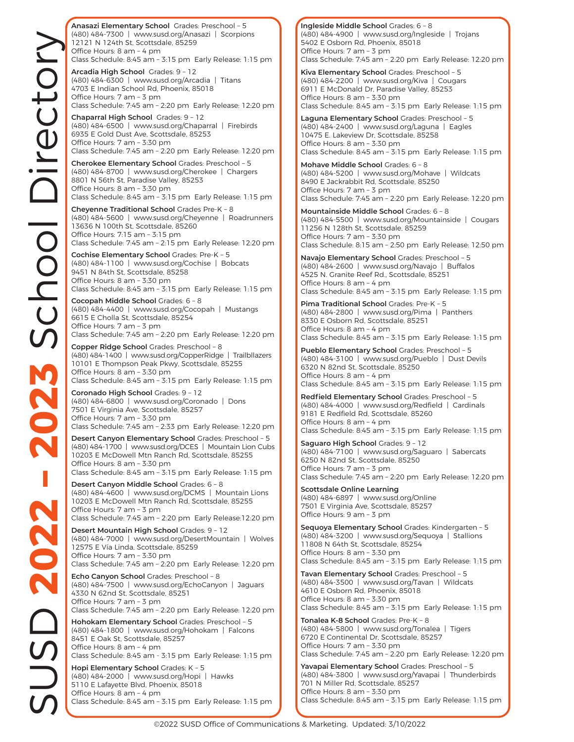# SUSD 2022 - 2023 School Directory

**Anasazi Elementary School** Grades: Preschool – 5
(480) 484-7300 | www.susd.org/Anasazi | Scorpions
12121 N 124th St, Scottsdale, 85259
Office Hours: 8 am – 4 pm
Class Schedule: 8:45 am – 3:15 pm Early Release: 1:15 pm

**Arcadia High School** Grades: 9 – 12
(480) 484-6300 | www.susd.org/Arcadia | Titans
4703 E Indian School Rd, Phoenix, 85018
Office Hours: 7 am – 3 pm
Class Schedule: 7:45 am – 2:20 pm Early Release: 12:20 pm

**Chaparral High School** Grades: 9 – 12
(480) 484-6500 | www.susd.org/Chaparral | Firebirds
6935 E Gold Dust Ave, Scottsdale, 85253
Office Hours: 7 am – 3:30 pm
Class Schedule: 7:45 am – 2:20 pm Early Release: 12:20 pm

**Cherokee Elementary School** Grades: Preschool – 5
(480) 484-8700 | www.susd.org/Cherokee | Chargers
8801 N 56th St, Paradise Valley, 85253
Office Hours: 8 am – 3:30 pm
Class Schedule: 8:45 am – 3:15 pm Early Release: 1:15 pm

**Cheyenne Traditional School** Grades Pre-K – 8
(480) 484-5600 | www.susd.org/Cheyenne | Roadrunners
13636 N 100th St, Scottsdale, 85260
Office Hours: 7:15 am – 3:15 pm
Class Schedule: 7:45 am – 2:15 pm Early Release: 12:20 pm

**Cochise Elementary School** Grades: Pre-K – 5
(480) 484-1100 | www.susd.org/Cochise | Bobcats
9451 N 84th St, Scottsdale, 85258
Office Hours: 8 am – 3:30 pm
Class Schedule: 8:45 am – 3:15 pm Early Release: 1:15 pm

**Cocopah Middle School** Grades: 6 – 8
(480) 484-4400 | www.susd.org/Cocopah | Mustangs
6615 E Cholla St, Scottsdale, 85254
Office Hours: 7 am – 3 pm
Class Schedule: 7:45 am – 2:20 pm Early Release: 12:20 pm

**Copper Ridge School** Grades: Preschool – 8
(480) 484-1400 | www.susd.org/CopperRidge | Trailbllazers
10101 E Thompson Peak Pkwy, Scottsdale, 85255
Office Hours: 8 am – 3:30 pm
Class Schedule: 8:45 am – 3:15 pm Early Release: 1:15 pm

**Coronado High School** Grades: 9 – 12
(480) 484-6800 | www.susd.org/Coronado | Dons
7501 E Virginia Ave, Scottsdale, 85257
Office Hours: 7 am – 3:30 pm
Class Schedule: 7:45 am – 2:33 pm Early Release: 12:20 pm

**Desert Canyon Elementary School** Grades: Preschool – 5
(480) 484-1700 | www.susd.org/DCES | Mountain Lion Cubs
10203 E McDowell Mtn Ranch Rd, Scottsdale, 85255
Office Hours: 8 am – 3:30 pm
Class Schedule: 8:45 am – 3:15 pm Early Release: 1:15 pm

**Desert Canyon Middle School** Grades: 6 – 8
(480) 484-4600 | www.susd.org/DCMS | Mountain Lions
10203 E McDowell Mtn Ranch Rd, Scottsdale, 85255
Office Hours: 7 am – 3 pm
Class Schedule: 7:45 am – 2:20 pm Early Release:12:20 pm

**Desert Mountain High School** Grades: 9 – 12
(480) 484-7000 | www.susd.org/DesertMountain | Wolves
12575 E Vía Linda, Scottsdale, 85259
Office Hours: 7 am – 3:30 pm
Class Schedule: 7:45 am – 2:20 pm Early Release: 12:20 pm

**Echo Canyon School** Grades: Preschool – 8
(480) 484-7500 | www.susd.org/EchoCanyon | Jaguars
4330 N 62nd St, Scottsdale, 85251
Office Hours: 7 am – 3 pm
Class Schedule: 7:45 am – 2:20 pm Early Release: 12:20 pm

**Hohokam Elementary School** Grades: Preschool – 5
(480) 484-1800 | www.susd.org/Hohokam | Falcons
8451 E Oak St, Scottsdale, 85257
Office Hours: 8 am – 4 pm
Class Schedule: 8:45 am - 3:15 pm Early Release: 1:15 pm

**Hopi Elementary School** Grades: K – 5
(480) 484-2000 | www.susd.org/Hopi | Hawks
5110 E Lafayette Blvd, Phoenix, 85018
Office Hours: 8 am – 4 pm
Class Schedule: 8:45 am – 3:15 pm Early Release: 1:15 pm

**Ingleside Middle School** Grades: 6 – 8
(480) 484-4900 | www.susd.org/Ingleside | Trojans
5402 E Osborn Rd, Phoenix, 85018
Office Hours: 7 am – 3 pm
Class Schedule: 7:45 am – 2:20 pm Early Release: 12:20 pm

**Kiva Elementary School** Grades: Preschool – 5
(480) 484-2200 | www.susd.org/Kiva | Cougars
6911 E McDonald Dr, Paradise Valley, 85253
Office Hours: 8 am – 3:30 pm
Class Schedule: 8:45 am – 3:15 pm Early Release: 1:15 pm

**Laguna Elementary School** Grades: Preschool – 5
(480) 484-2400 | www.susd.org/Laguna | Eagles
10475 E. Lakeview Dr, Scottsdale, 85258
Office Hours: 8 am – 3:30 pm
Class Schedule: 8:45 am – 3:15 pm Early Release: 1:15 pm

**Mohave Middle School** Grades: 6 – 8
(480) 484-5200 | www.susd.org/Mohave | Wildcats
8490 E Jackrabbit Rd, Scottsdale, 85250
Office Hours: 7 am – 3 pm
Class Schedule: 7:45 am – 2:20 pm Early Release: 12:20 pm

**Mountainside Middle School** Grades: 6 – 8
(480) 484-5500 | www.susd.org/Mountainside | Cougars
11256 N 128th St, Scottsdale, 85259
Office Hours: 7 am – 3:30 pm
Class Schedule: 8:15 am – 2:50 pm Early Release: 12:50 pm

**Navajo Elementary School** Grades: Preschool – 5
(480) 484-2600 | www.susd.org/Navajo | Buffalos
4525 N. Granite Reef Rd., Scottsdale, 85251
Office Hours: 8 am – 4 pm
Class Schedule: 8:45 am – 3:15 pm Early Release: 1:15 pm

**Pima Traditional School** Grades: Pre-K – 5
(480) 484-2800 | www.susd.org/Pima | Panthers
8330 E Osborn Rd, Scottsdale, 85251
Office Hours: 8 am – 4 pm
Class Schedule: 8:45 am – 3:15 pm Early Release: 1:15 pm

**Pueblo Elementary School** Grades: Preschool – 5
(480) 484-3100 | www.susd.org/Pueblo | Dust Devils
6320 N 82nd St, Scottsdale, 85250
Office Hours: 8 am – 4 pm
Class Schedule: 8:45 am – 3:15 pm Early Release: 1:15 pm

**Redfield Elementary School** Grades: Preschool – 5
(480) 484-4000 | www.susd.org/Redfield | Cardinals
9181 E Redfield Rd, Scottsdale, 85260
Office Hours: 8 am – 4 pm
Class Schedule: 8:45 am – 3:15 pm Early Release: 1:15 pm

**Saguaro High School** Grades: 9 – 12
(480) 484-7100 | www.susd.org/Saguaro | Sabercats
6250 N 82nd St, Scottsdale, 85250
Office Hours: 7 am – 3 pm
Class Schedule: 7:45 am – 2:20 pm Early Release: 12:20 pm

**Scottsdale Online Learning**
(480) 484-6897 | www.susd.org/Online
7501 E Virginia Ave, Scottsdale, 85257
Office Hours: 9 am – 3 pm

**Sequoya Elementary School** Grades: Kindergarten – 5
(480) 484-3200 | www.susd.org/Sequoya | Stallions
11808 N 64th St, Scottsdale, 85254
Office Hours: 8 am – 3:30 pm
Class Schedule: 8:45 am – 3:15 pm Early Release: 1:15 pm

**Tavan Elementary School** Grades: Preschool – 5
(480) 484-3500 | www.susd.org/Tavan | Wildcats
4610 E Osborn Rd, Phoenix, 85018
Office Hours: 8 am – 3:30 pm
Class Schedule: 8:45 am – 3:15 pm Early Release: 1:15 pm

**Tonalea K-8 School** Grades: Pre-K – 8
(480) 484-5800 | www.susd.org/Tonalea | Tigers
6720 E Continental Dr, Scottsdale, 85257
Office Hours: 7 am – 3:30 pm
Class Schedule: 7:45 am – 2:20 pm Early Release: 12:20 pm

**Yavapai Elementary School** Grades: Preschool – 5
(480) 484-3800 | www.susd.org/Yavapai | Thunderbirds
701 N Miller Rd, Scottsdale, 85257
Office Hours: 8 am – 3:30 pm
Class Schedule: 8:45 am – 3:15 pm Early Release: 1:15 pm

©2022 SUSD Office of Communications & Marketing. Updated: 3/10/2022